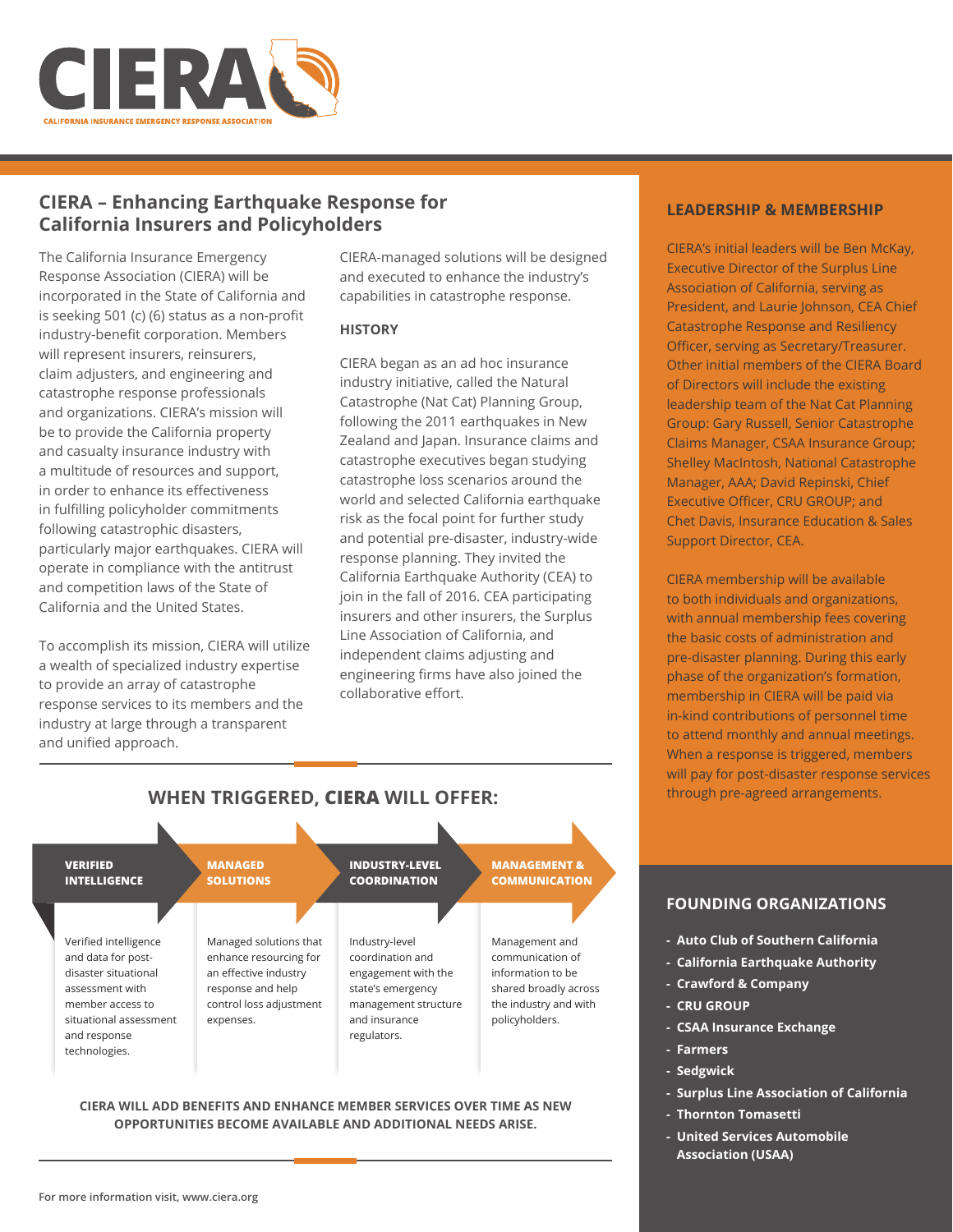# CIERA

CALIFORNIA INSURANCE EMERGENCY RESPONSE ASSOCIATION

## CIERA – Enhancing Earthquake Response for California Insurers and Policyholders

The California Insurance Emergency Response Association (CIERA) will be incorporated in the State of California and is seeking 501 (c) (6) status as a non-profit industry-benefit corporation. Members will represent insurers, reinsurers, claim adjusters, and engineering and catastrophe response professionals and organizations. CIERA's mission will be to provide the California property and casualty insurance industry with a multitude of resources and support, in order to enhance its effectiveness in fulfilling policyholder commitments following catastrophic disasters, particularly major earthquakes. CIERA will operate in compliance with the antitrust and competition laws of the State of California and the United States.

To accomplish its mission, CIERA will utilize a wealth of specialized industry expertise to provide an array of catastrophe response services to its members and the industry at large through a transparent and unified approach.

CIERA-managed solutions will be designed and executed to enhance the industry's capabilities in catastrophe response.

### HISTORY

CIERA began as an ad hoc insurance industry initiative, called the Natural Catastrophe (Nat Cat) Planning Group, following the 2011 earthquakes in New Zealand and Japan. Insurance claims and catastrophe executives began studying catastrophe loss scenarios around the world and selected California earthquake risk as the focal point for further study and potential pre-disaster, industry-wide response planning. They invited the California Earthquake Authority (CEA) to join in the fall of 2016. CEA participating insurers and other insurers, the Surplus Line Association of California, and independent claims adjusting and engineering firms have also joined the collaborative effort.

## WHEN TRIGGERED, CIERA WILL OFFER:

**VERIFIED INTELLIGENCE**

Verified intelligence and data for post-disaster situational assessment with member access to situational assessment and response technologies.

**MANAGED SOLUTIONS**

Managed solutions that enhance resourcing for an effective industry response and help control loss adjustment expenses.

**INDUSTRY-LEVEL COORDINATION**

Industry-level coordination and engagement with the state's emergency management structure and insurance regulators.

**MANAGEMENT & COMMUNICATION**

Management and communication of information to be shared broadly across the industry and with policyholders.

**CIERA WILL ADD BENEFITS AND ENHANCE MEMBER SERVICES OVER TIME AS NEW OPPORTUNITIES BECOME AVAILABLE AND ADDITIONAL NEEDS ARISE.**

### LEADERSHIP & MEMBERSHIP

CIERA's initial leaders will be Ben McKay, Executive Director of the Surplus Line Association of California, serving as President, and Laurie Johnson, CEA Chief Catastrophe Response and Resiliency Officer, serving as Secretary/Treasurer. Other initial members of the CIERA Board of Directors will include the existing leadership team of the Nat Cat Planning Group: Gary Russell, Senior Catastrophe Claims Manager, CSAA Insurance Group; Shelley MacIntosh, National Catastrophe Manager, AAA; David Repinski, Chief Executive Officer, CRU GROUP; and Chet Davis, Insurance Education & Sales Support Director, CEA.

CIERA membership will be available to both individuals and organizations, with annual membership fees covering the basic costs of administration and pre-disaster planning. During this early phase of the organization's formation, membership in CIERA will be paid via in-kind contributions of personnel time to attend monthly and annual meetings. When a response is triggered, members will pay for post-disaster response services through pre-agreed arrangements.

### FOUNDING ORGANIZATIONS

- **Auto Club of Southern California**
- **California Earthquake Authority**
- **Crawford & Company**
- **CRU GROUP**
- **CSAA Insurance Exchange**
- **Farmers**
- **Sedgwick**
- **Surplus Line Association of California**
- **Thornton Tomasetti**
- **United Services Automobile Association (USAA)**

**For more information visit, www.ciera.org**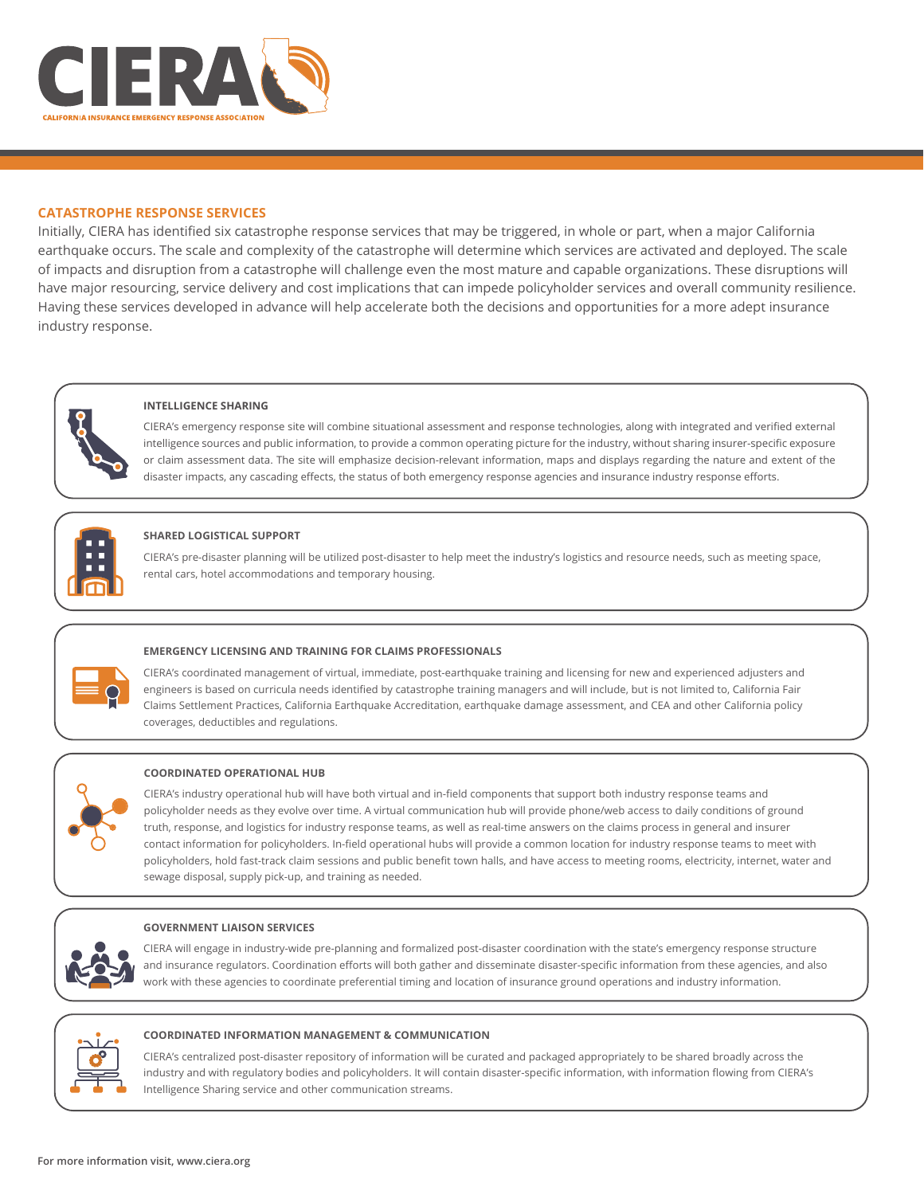# CIERA

CALIFORNIA INSURANCE EMERGENCY RESPONSE ASSOCIATION

## CATASTROPHE RESPONSE SERVICES

Initially, CIERA has identified six catastrophe response services that may be triggered, in whole or part, when a major California earthquake occurs. The scale and complexity of the catastrophe will determine which services are activated and deployed. The scale of impacts and disruption from a catastrophe will challenge even the most mature and capable organizations. These disruptions will have major resourcing, service delivery and cost implications that can impede policyholder services and overall community resilience. Having these services developed in advance will help accelerate both the decisions and opportunities for a more adept insurance industry response.

### INTELLIGENCE SHARING

CIERA's emergency response site will combine situational assessment and response technologies, along with integrated and verified external intelligence sources and public information, to provide a common operating picture for the industry, without sharing insurer-specific exposure or claim assessment data. The site will emphasize decision-relevant information, maps and displays regarding the nature and extent of the disaster impacts, any cascading effects, the status of both emergency response agencies and insurance industry response efforts.

### SHARED LOGISTICAL SUPPORT

CIERA's pre-disaster planning will be utilized post-disaster to help meet the industry's logistics and resource needs, such as meeting space, rental cars, hotel accommodations and temporary housing.

### EMERGENCY LICENSING AND TRAINING FOR CLAIMS PROFESSIONALS

CIERA's coordinated management of virtual, immediate, post-earthquake training and licensing for new and experienced adjusters and engineers is based on curricula needs identified by catastrophe training managers and will include, but is not limited to, California Fair Claims Settlement Practices, California Earthquake Accreditation, earthquake damage assessment, and CEA and other California policy coverages, deductibles and regulations.

### COORDINATED OPERATIONAL HUB

CIERA's industry operational hub will have both virtual and in-field components that support both industry response teams and policyholder needs as they evolve over time. A virtual communication hub will provide phone/web access to daily conditions of ground truth, response, and logistics for industry response teams, as well as real-time answers on the claims process in general and insurer contact information for policyholders. In-field operational hubs will provide a common location for industry response teams to meet with policyholders, hold fast-track claim sessions and public benefit town halls, and have access to meeting rooms, electricity, internet, water and sewage disposal, supply pick-up, and training as needed.

### GOVERNMENT LIAISON SERVICES

CIERA will engage in industry-wide pre-planning and formalized post-disaster coordination with the state's emergency response structure and insurance regulators. Coordination efforts will both gather and disseminate disaster-specific information from these agencies, and also work with these agencies to coordinate preferential timing and location of insurance ground operations and industry information.

### COORDINATED INFORMATION MANAGEMENT & COMMUNICATION

CIERA's centralized post-disaster repository of information will be curated and packaged appropriately to be shared broadly across the industry and with regulatory bodies and policyholders. It will contain disaster-specific information, with information flowing from CIERA's Intelligence Sharing service and other communication streams.

**For more information visit, www.ciera.org**